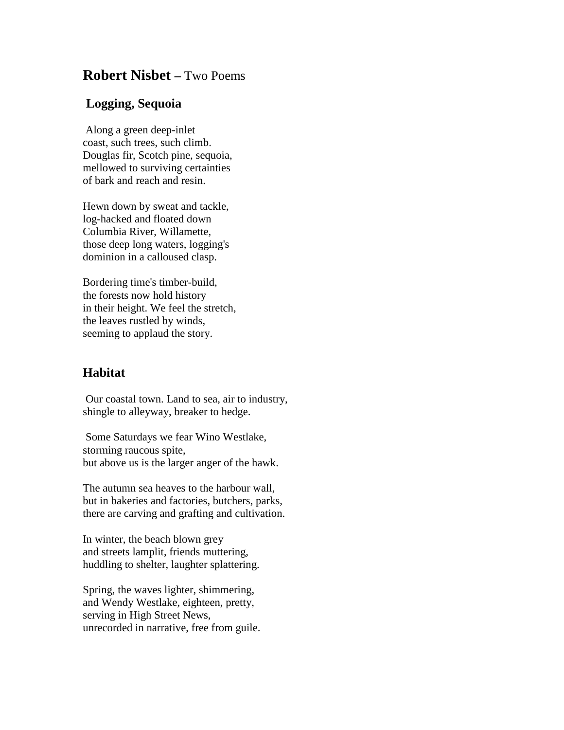# **Robert Nisbet –** Two Poems

## Logging, Sequoia

Along a green deep-inlet  
coast, such trees, such climb.  
Douglas fir, Scotch pine, sequoia,  
mellowed to surviving certainties  
of bark and reach and resin.

Hewn down by sweat and tackle,  
log-hacked and floated down  
Columbia River, Willamette,  
those deep long waters, logging's  
dominion in a calloused clasp.

Bordering time's timber-build,  
the forests now hold history  
in their height. We feel the stretch,  
the leaves rustled by winds,  
seeming to applaud the story.

## Habitat

Our coastal town. Land to sea, air to industry,  
shingle to alleyway, breaker to hedge.

Some Saturdays we fear Wino Westlake,  
storming raucous spite,  
but above us is the larger anger of the hawk.

The autumn sea heaves to the harbour wall,  
but in bakeries and factories, butchers, parks,  
there are carving and grafting and cultivation.

In winter, the beach blown grey  
and streets lamplit, friends muttering,  
huddling to shelter, laughter splattering.

Spring, the waves lighter, shimmering,  
and Wendy Westlake, eighteen, pretty,  
serving in High Street News,  
unrecorded in narrative, free from guile.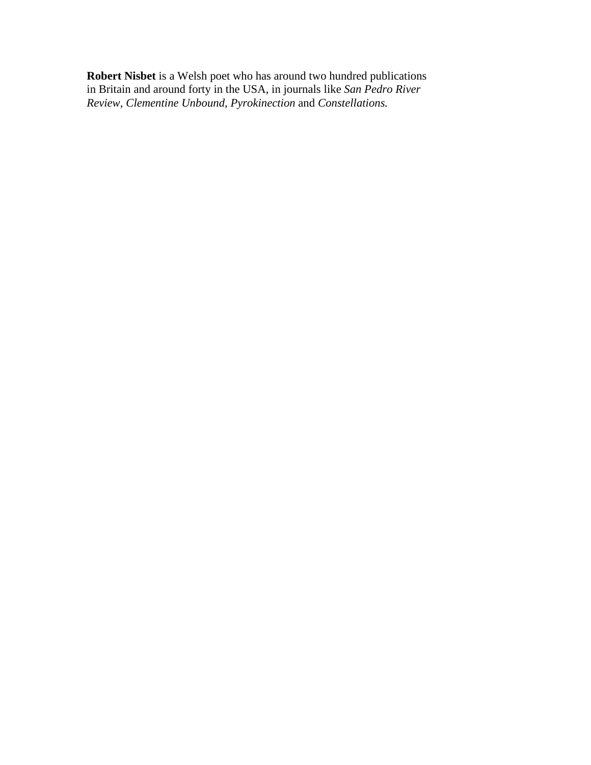**Robert Nisbet** is a Welsh poet who has around two hundred publications in Britain and around forty in the USA, in journals like *San Pedro River Review*, *Clementine Unbound, Pyrokinection* and *Constellations.*